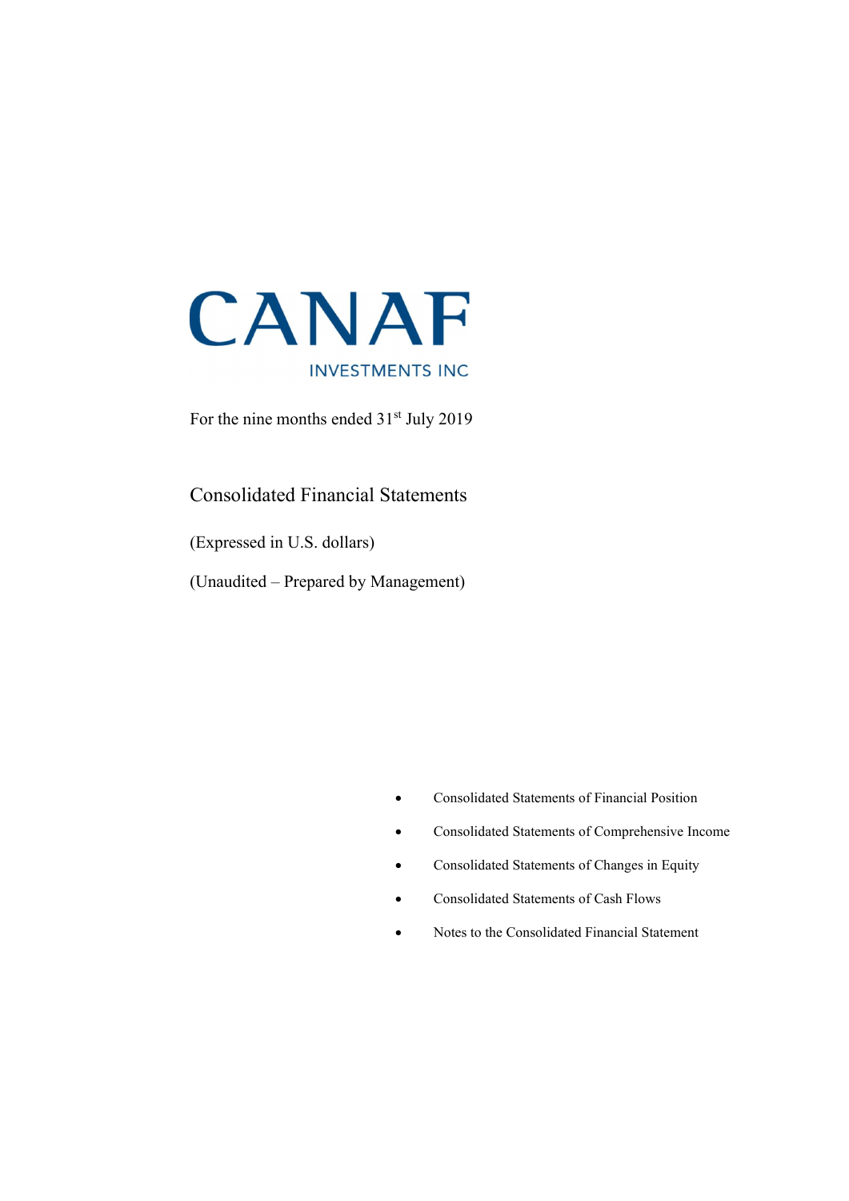# CANAF

INVESTMENTS INC

For the nine months ended 31st July 2019

## Consolidated Financial Statements

(Expressed in U.S. dollars)

(Unaudited – Prepared by Management)

- Consolidated Statements of Financial Position
- Consolidated Statements of Comprehensive Income
- Consolidated Statements of Changes in Equity
- Consolidated Statements of Cash Flows
- Notes to the Consolidated Financial Statement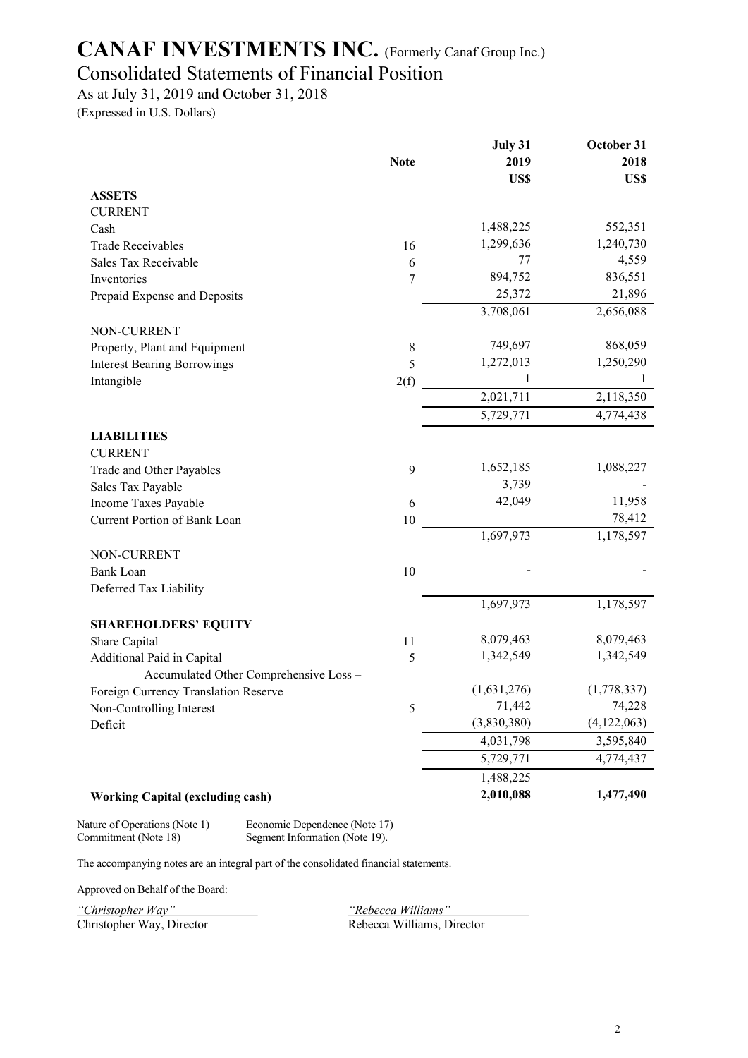# CANAF INVESTMENTS INC. (Formerly Canaf Group Inc.)

## Consolidated Statements of Financial Position

As at July 31, 2019 and October 31, 2018

(Expressed in U.S. Dollars)

| | Note | July 31 2019 US$ | October 31 2018 US$ |
|---|---|---|---|
| **ASSETS** | | | |
| CURRENT | | | |
| Cash | | 1,488,225 | 552,351 |
| Trade Receivables | 16 | 1,299,636 | 1,240,730 |
| Sales Tax Receivable | 6 | 77 | 4,559 |
| Inventories | 7 | 894,752 | 836,551 |
| Prepaid Expense and Deposits | | 25,372 | 21,896 |
| | | 3,708,061 | 2,656,088 |
| NON-CURRENT | | | |
| Property, Plant and Equipment | 8 | 749,697 | 868,059 |
| Interest Bearing Borrowings | 5 | 1,272,013 | 1,250,290 |
| Intangible | 2(f) | 1 | 1 |
| | | 2,021,711 | 2,118,350 |
| | | 5,729,771 | 4,774,438 |
| **LIABILITIES** | | | |
| CURRENT | | | |
| Trade and Other Payables | 9 | 1,652,185 | 1,088,227 |
| Sales Tax Payable | | 3,739 | - |
| Income Taxes Payable | 6 | 42,049 | 11,958 |
| Current Portion of Bank Loan | 10 | | 78,412 |
| | | 1,697,973 | 1,178,597 |
| NON-CURRENT | | | |
| Bank Loan | 10 | - | - |
| Deferred Tax Liability | | | |
| | | 1,697,973 | 1,178,597 |
| **SHAREHOLDERS' EQUITY** | | | |
| Share Capital | 11 | 8,079,463 | 8,079,463 |
| Additional Paid in Capital | 5 | 1,342,549 | 1,342,549 |
| Accumulated Other Comprehensive Loss – Foreign Currency Translation Reserve | | (1,631,276) | (1,778,337) |
| Non-Controlling Interest | 5 | 71,442 | 74,228 |
| Deficit | | (3,830,380) | (4,122,063) |
| | | 4,031,798 | 3,595,840 |
| | | 5,729,771 | 4,774,437 |
| | | 1,488,225 | |
| **Working Capital (excluding cash)** | | **2,010,088** | **1,477,490** |

Nature of Operations (Note 1)
Commitment (Note 18)
Economic Dependence (Note 17)
Segment Information (Note 19).

The accompanying notes are an integral part of the consolidated financial statements.

Approved on Behalf of the Board:

*"Christopher Way"*
Christopher Way, Director

*"Rebecca Williams"*
Rebecca Williams, Director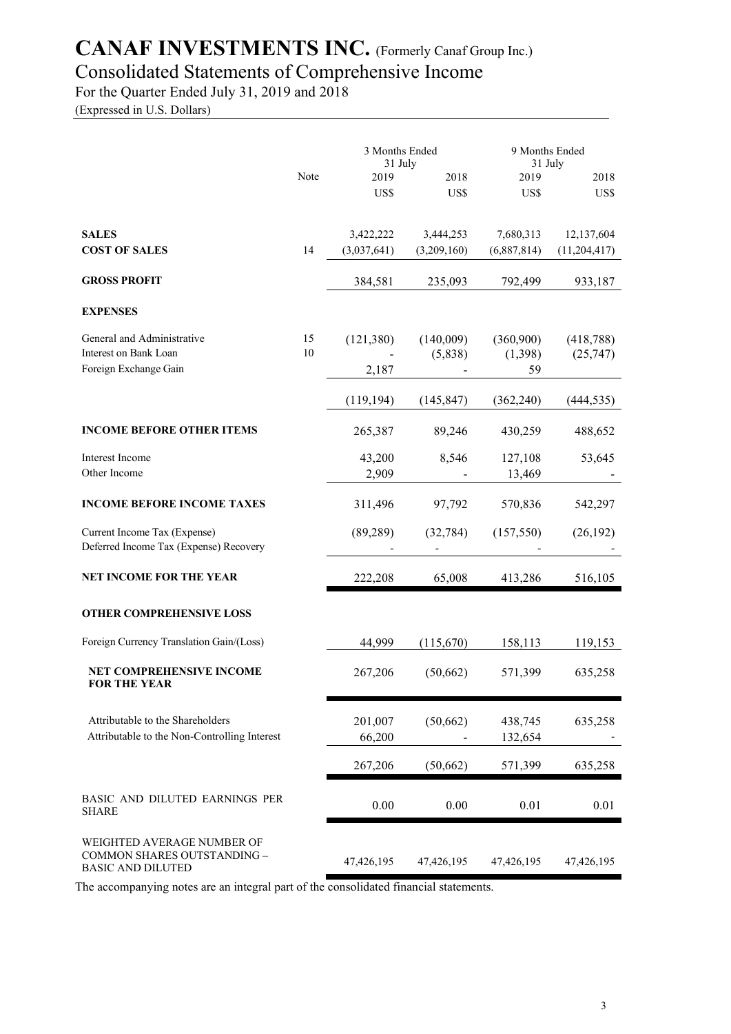# CANAF INVESTMENTS INC. (Formerly Canaf Group Inc.)

## Consolidated Statements of Comprehensive Income

For the Quarter Ended July 31, 2019 and 2018

(Expressed in U.S. Dollars)

| | Note | 3 Months Ended 31 July | | 9 Months Ended 31 July | |
|---|---|---|---|---|---|
| | | 2019 | 2018 | 2019 | 2018 |
| | | US$ | US$ | US$ | US$ |
| **SALES** | | 3,422,222 | 3,444,253 | 7,680,313 | 12,137,604 |
| **COST OF SALES** | 14 | (3,037,641) | (3,209,160) | (6,887,814) | (11,204,417) |
| **GROSS PROFIT** | | 384,581 | 235,093 | 792,499 | 933,187 |
| **EXPENSES** | | | | | |
| General and Administrative | 15 | (121,380) | (140,009) | (360,900) | (418,788) |
| Interest on Bank Loan | 10 | - | (5,838) | (1,398) | (25,747) |
| Foreign Exchange Gain | | 2,187 | - | 59 | |
| | | (119,194) | (145,847) | (362,240) | (444,535) |
| **INCOME BEFORE OTHER ITEMS** | | 265,387 | 89,246 | 430,259 | 488,652 |
| Interest Income | | 43,200 | 8,546 | 127,108 | 53,645 |
| Other Income | | 2,909 | - | 13,469 | - |
| **INCOME BEFORE INCOME TAXES** | | 311,496 | 97,792 | 570,836 | 542,297 |
| Current Income Tax (Expense) | | (89,289) | (32,784) | (157,550) | (26,192) |
| Deferred Income Tax (Expense) Recovery | | - | - | - | - |
| **NET INCOME FOR THE YEAR** | | 222,208 | 65,008 | 413,286 | 516,105 |
| **OTHER COMPREHENSIVE LOSS** | | | | | |
| Foreign Currency Translation Gain/(Loss) | | 44,999 | (115,670) | 158,113 | 119,153 |
| **NET COMPREHENSIVE INCOME FOR THE YEAR** | | 267,206 | (50,662) | 571,399 | 635,258 |
| Attributable to the Shareholders | | 201,007 | (50,662) | 438,745 | 635,258 |
| Attributable to the Non-Controlling Interest | | 66,200 | - | 132,654 | - |
| | | 267,206 | (50,662) | 571,399 | 635,258 |
| BASIC AND DILUTED EARNINGS PER SHARE | | 0.00 | 0.00 | 0.01 | 0.01 |
| WEIGHTED AVERAGE NUMBER OF COMMON SHARES OUTSTANDING – BASIC AND DILUTED | | 47,426,195 | 47,426,195 | 47,426,195 | 47,426,195 |

The accompanying notes are an integral part of the consolidated financial statements.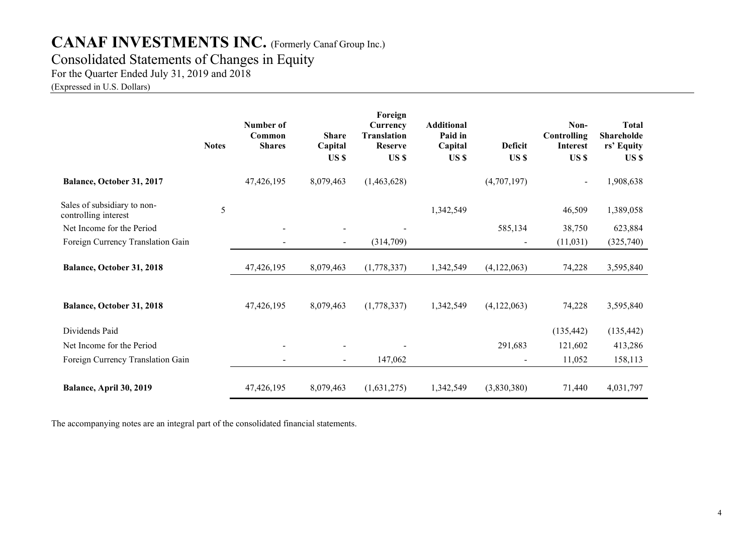# CANAF INVESTMENTS INC. (Formerly Canaf Group Inc.)

## Consolidated Statements of Changes in Equity

For the Quarter Ended July 31, 2019 and 2018

(Expressed in U.S. Dollars)

| | Notes | Number of Common Shares | Share Capital US $ | Foreign Currency Translation Reserve US $ | Additional Paid in Capital US $ | Deficit US $ | Non-Controlling Interest US $ | Total Shareholders' Equity US $ |
|---|---|---|---|---|---|---|---|---|
| **Balance, October 31, 2017** | | 47,426,195 | 8,079,463 | (1,463,628) | | (4,707,197) | - | 1,908,638 |
| Sales of subsidiary to non-controlling interest | 5 | | | | 1,342,549 | | 46,509 | 1,389,058 |
| Net Income for the Period | | - | - | - | | 585,134 | 38,750 | 623,884 |
| Foreign Currency Translation Gain | | - | - | (314,709) | | - | (11,031) | (325,740) |
| **Balance, October 31, 2018** | | 47,426,195 | 8,079,463 | (1,778,337) | 1,342,549 | (4,122,063) | 74,228 | 3,595,840 |
| | | | | | | | | |
| **Balance, October 31, 2018** | | 47,426,195 | 8,079,463 | (1,778,337) | 1,342,549 | (4,122,063) | 74,228 | 3,595,840 |
| Dividends Paid | | | | | | | (135,442) | (135,442) |
| Net Income for the Period | | - | - | - | | 291,683 | 121,602 | 413,286 |
| Foreign Currency Translation Gain | | - | - | 147,062 | | - | 11,052 | 158,113 |
| **Balance, April 30, 2019** | | 47,426,195 | 8,079,463 | (1,631,275) | 1,342,549 | (3,830,380) | 71,440 | 4,031,797 |

The accompanying notes are an integral part of the consolidated financial statements.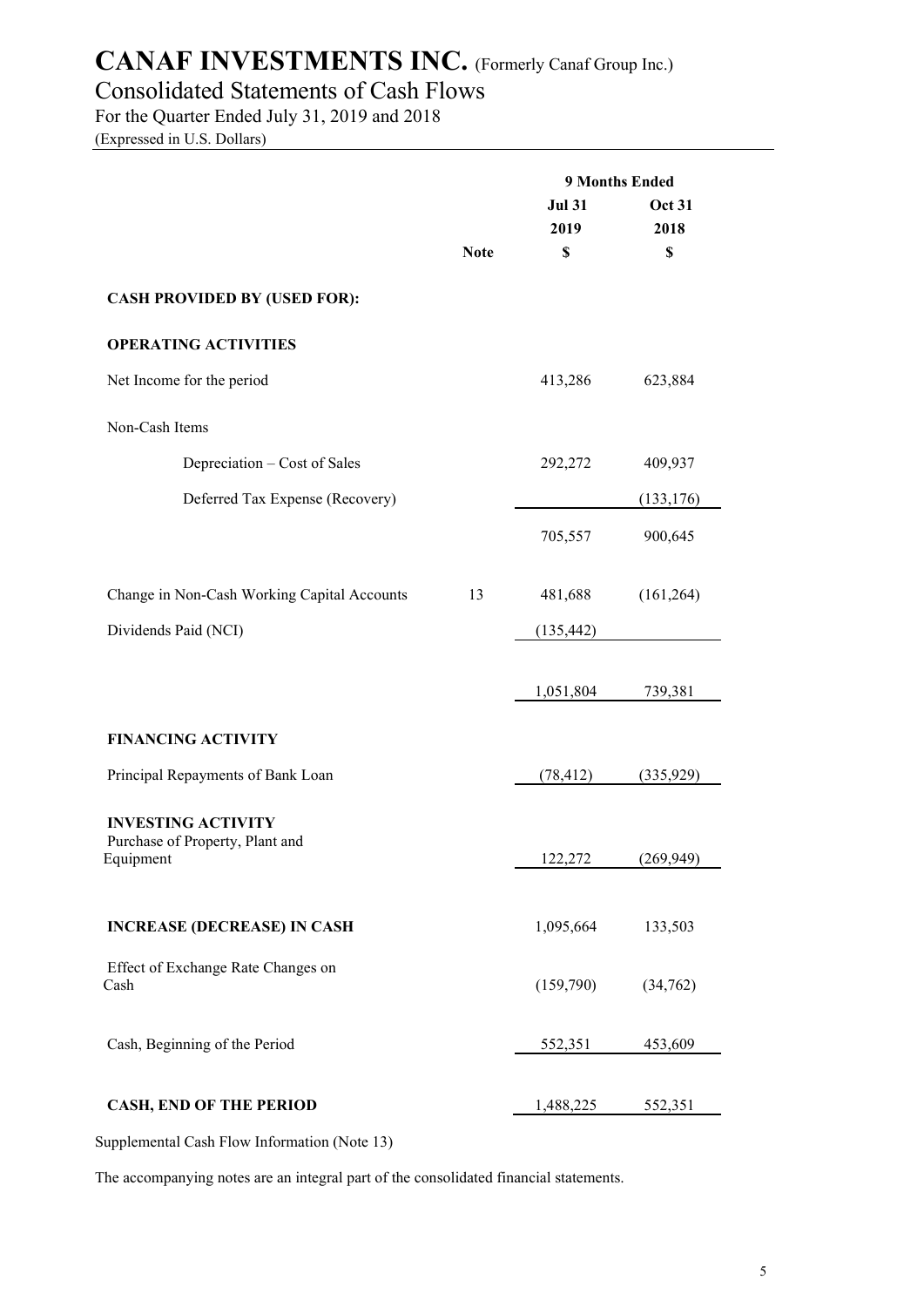# CANAF INVESTMENTS INC. (Formerly Canaf Group Inc.)

## Consolidated Statements of Cash Flows

For the Quarter Ended July 31, 2019 and 2018

(Expressed in U.S. Dollars)

| | | 9 Months Ended | |
|---|---|---|---|
| | | Jul 31 2019 | Oct 31 2018 |
| | Note | $ | $ |
| **CASH PROVIDED BY (USED FOR):** | | | |
| **OPERATING ACTIVITIES** | | | |
| Net Income for the period | | 413,286 | 623,884 |
| Non-Cash Items | | | |
| Depreciation – Cost of Sales | | 292,272 | 409,937 |
| Deferred Tax Expense (Recovery) | | | (133,176) |
| | | 705,557 | 900,645 |
| Change in Non-Cash Working Capital Accounts | 13 | 481,688 | (161,264) |
| Dividends Paid (NCI) | | (135,442) | |
| | | 1,051,804 | 739,381 |
| **FINANCING ACTIVITY** | | | |
| Principal Repayments of Bank Loan | | (78,412) | (335,929) |
| **INVESTING ACTIVITY** | | | |
| Purchase of Property, Plant and Equipment | | 122,272 | (269,949) |
| **INCREASE (DECREASE) IN CASH** | | 1,095,664 | 133,503 |
| Effect of Exchange Rate Changes on Cash | | (159,790) | (34,762) |
| Cash, Beginning of the Period | | 552,351 | 453,609 |
| **CASH, END OF THE PERIOD** | | 1,488,225 | 552,351 |

Supplemental Cash Flow Information (Note 13)

The accompanying notes are an integral part of the consolidated financial statements.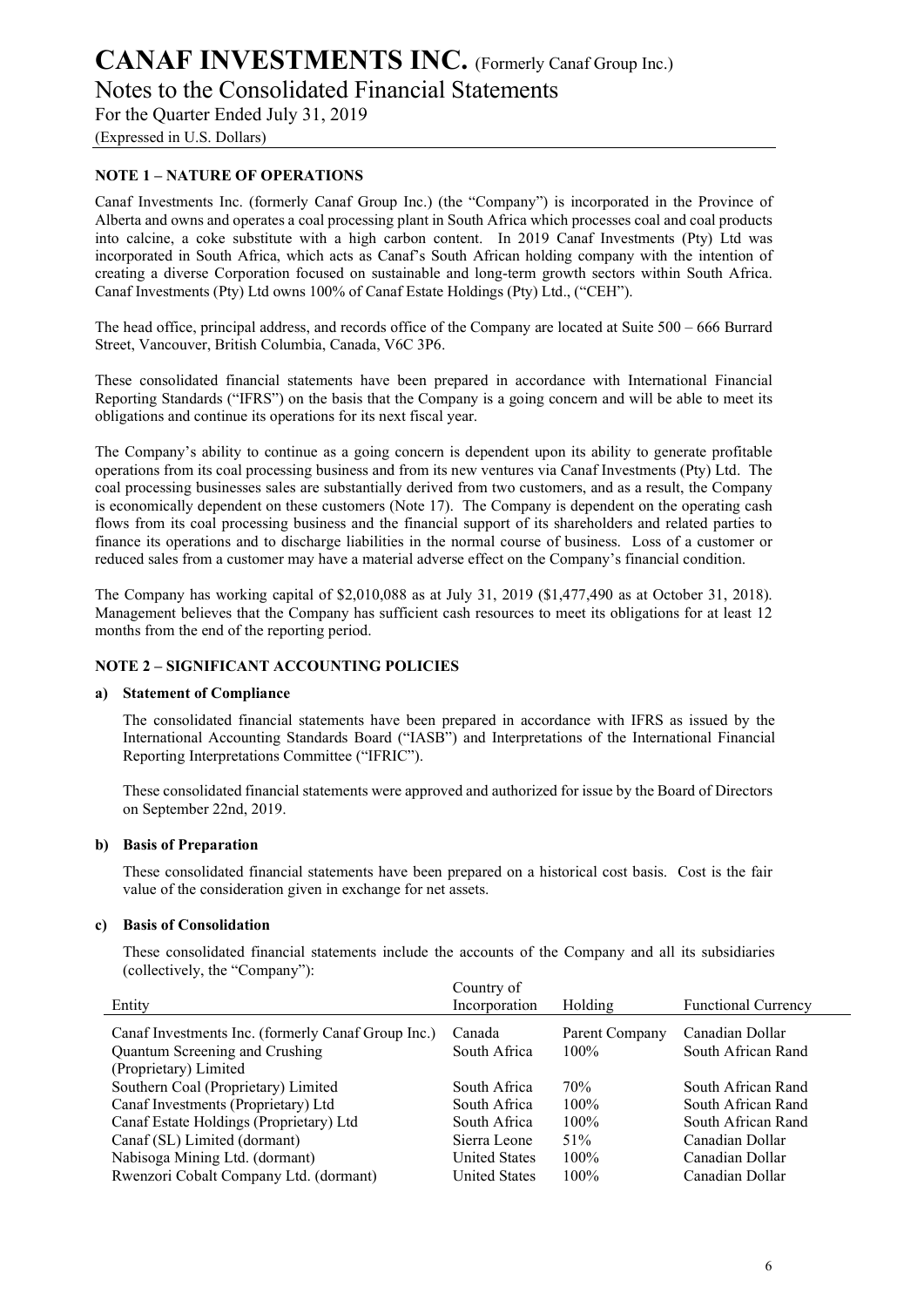# CANAF INVESTMENTS INC. (Formerly Canaf Group Inc.)

## Notes to the Consolidated Financial Statements

For the Quarter Ended July 31, 2019

(Expressed in U.S. Dollars)

### NOTE 1 – NATURE OF OPERATIONS

Canaf Investments Inc. (formerly Canaf Group Inc.) (the "Company") is incorporated in the Province of Alberta and owns and operates a coal processing plant in South Africa which processes coal and coal products into calcine, a coke substitute with a high carbon content. In 2019 Canaf Investments (Pty) Ltd was incorporated in South Africa, which acts as Canaf's South African holding company with the intention of creating a diverse Corporation focused on sustainable and long-term growth sectors within South Africa. Canaf Investments (Pty) Ltd owns 100% of Canaf Estate Holdings (Pty) Ltd., ("CEH").

The head office, principal address, and records office of the Company are located at Suite 500 – 666 Burrard Street, Vancouver, British Columbia, Canada, V6C 3P6.

These consolidated financial statements have been prepared in accordance with International Financial Reporting Standards ("IFRS") on the basis that the Company is a going concern and will be able to meet its obligations and continue its operations for its next fiscal year.

The Company's ability to continue as a going concern is dependent upon its ability to generate profitable operations from its coal processing business and from its new ventures via Canaf Investments (Pty) Ltd. The coal processing businesses sales are substantially derived from two customers, and as a result, the Company is economically dependent on these customers (Note 17). The Company is dependent on the operating cash flows from its coal processing business and the financial support of its shareholders and related parties to finance its operations and to discharge liabilities in the normal course of business. Loss of a customer or reduced sales from a customer may have a material adverse effect on the Company's financial condition.

The Company has working capital of $2,010,088 as at July 31, 2019 ($1,477,490 as at October 31, 2018). Management believes that the Company has sufficient cash resources to meet its obligations for at least 12 months from the end of the reporting period.

### NOTE 2 – SIGNIFICANT ACCOUNTING POLICIES

#### a) Statement of Compliance

The consolidated financial statements have been prepared in accordance with IFRS as issued by the International Accounting Standards Board ("IASB") and Interpretations of the International Financial Reporting Interpretations Committee ("IFRIC").

These consolidated financial statements were approved and authorized for issue by the Board of Directors on September 22nd, 2019.

#### b) Basis of Preparation

These consolidated financial statements have been prepared on a historical cost basis. Cost is the fair value of the consideration given in exchange for net assets.

#### c) Basis of Consolidation

These consolidated financial statements include the accounts of the Company and all its subsidiaries (collectively, the "Company"):

| Entity | Country of Incorporation | Holding | Functional Currency |
|---|---|---|---|
| Canaf Investments Inc. (formerly Canaf Group Inc.) | Canada | Parent Company | Canadian Dollar |
| Quantum Screening and Crushing (Proprietary) Limited | South Africa | 100% | South African Rand |
| Southern Coal (Proprietary) Limited | South Africa | 70% | South African Rand |
| Canaf Investments (Proprietary) Ltd | South Africa | 100% | South African Rand |
| Canaf Estate Holdings (Proprietary) Ltd | South Africa | 100% | South African Rand |
| Canaf (SL) Limited (dormant) | Sierra Leone | 51% | Canadian Dollar |
| Nabisoga Mining Ltd. (dormant) | United States | 100% | Canadian Dollar |
| Rwenzori Cobalt Company Ltd. (dormant) | United States | 100% | Canadian Dollar |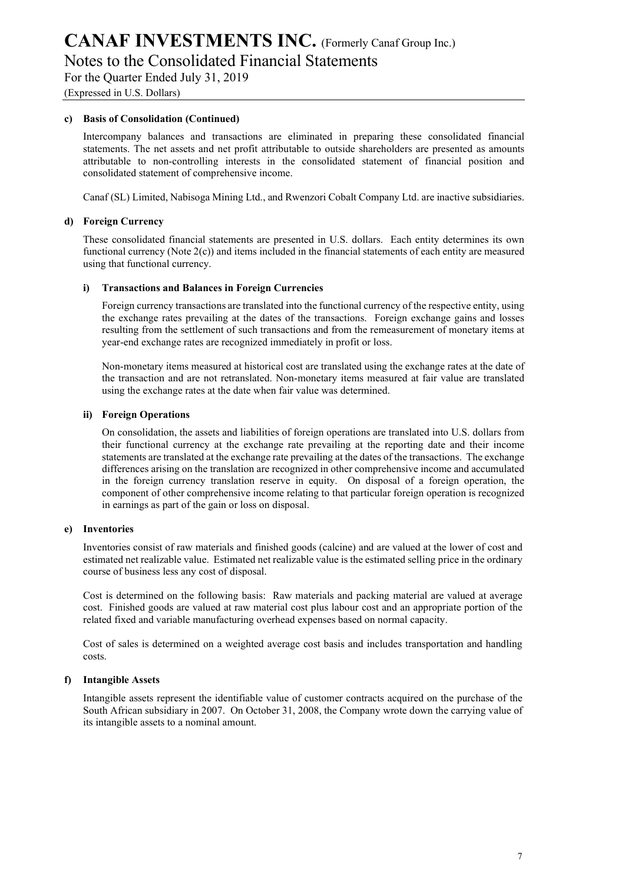#### c) Basis of Consolidation (Continued)

Intercompany balances and transactions are eliminated in preparing these consolidated financial statements. The net assets and net profit attributable to outside shareholders are presented as amounts attributable to non-controlling interests in the consolidated statement of financial position and consolidated statement of comprehensive income.

Canaf (SL) Limited, Nabisoga Mining Ltd., and Rwenzori Cobalt Company Ltd. are inactive subsidiaries.

#### d) Foreign Currency

These consolidated financial statements are presented in U.S. dollars. Each entity determines its own functional currency (Note 2(c)) and items included in the financial statements of each entity are measured using that functional currency.

##### i) Transactions and Balances in Foreign Currencies

Foreign currency transactions are translated into the functional currency of the respective entity, using the exchange rates prevailing at the dates of the transactions. Foreign exchange gains and losses resulting from the settlement of such transactions and from the remeasurement of monetary items at year-end exchange rates are recognized immediately in profit or loss.

Non-monetary items measured at historical cost are translated using the exchange rates at the date of the transaction and are not retranslated. Non-monetary items measured at fair value are translated using the exchange rates at the date when fair value was determined.

##### ii) Foreign Operations

On consolidation, the assets and liabilities of foreign operations are translated into U.S. dollars from their functional currency at the exchange rate prevailing at the reporting date and their income statements are translated at the exchange rate prevailing at the dates of the transactions. The exchange differences arising on the translation are recognized in other comprehensive income and accumulated in the foreign currency translation reserve in equity. On disposal of a foreign operation, the component of other comprehensive income relating to that particular foreign operation is recognized in earnings as part of the gain or loss on disposal.

#### e) Inventories

Inventories consist of raw materials and finished goods (calcine) and are valued at the lower of cost and estimated net realizable value. Estimated net realizable value is the estimated selling price in the ordinary course of business less any cost of disposal.

Cost is determined on the following basis: Raw materials and packing material are valued at average cost. Finished goods are valued at raw material cost plus labour cost and an appropriate portion of the related fixed and variable manufacturing overhead expenses based on normal capacity.

Cost of sales is determined on a weighted average cost basis and includes transportation and handling costs.

#### f) Intangible Assets

Intangible assets represent the identifiable value of customer contracts acquired on the purchase of the South African subsidiary in 2007. On October 31, 2008, the Company wrote down the carrying value of its intangible assets to a nominal amount.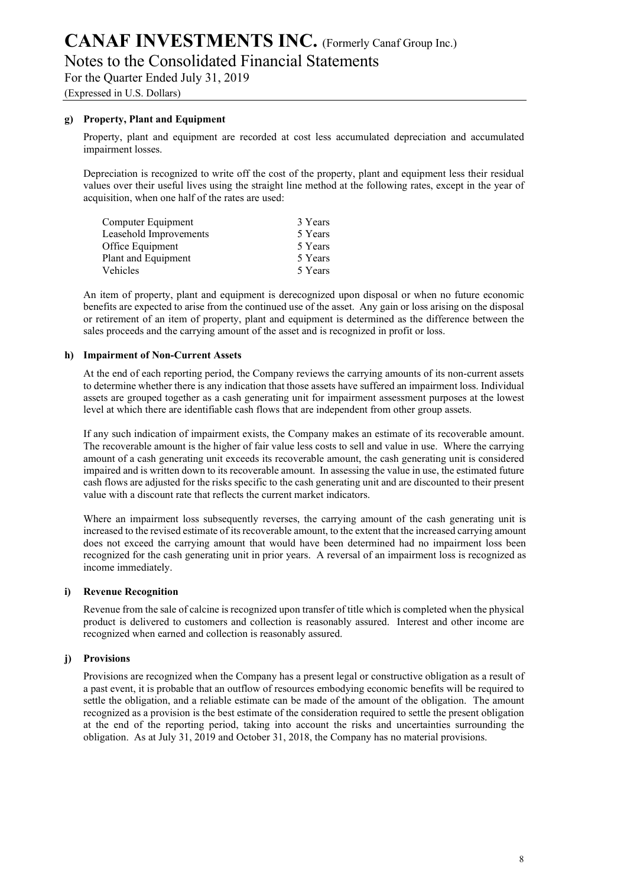#### g) Property, Plant and Equipment

Property, plant and equipment are recorded at cost less accumulated depreciation and accumulated impairment losses.

Depreciation is recognized to write off the cost of the property, plant and equipment less their residual values over their useful lives using the straight line method at the following rates, except in the year of acquisition, when one half of the rates are used:

| | |
|---|---|
| Computer Equipment | 3 Years |
| Leasehold Improvements | 5 Years |
| Office Equipment | 5 Years |
| Plant and Equipment | 5 Years |
| Vehicles | 5 Years |

An item of property, plant and equipment is derecognized upon disposal or when no future economic benefits are expected to arise from the continued use of the asset. Any gain or loss arising on the disposal or retirement of an item of property, plant and equipment is determined as the difference between the sales proceeds and the carrying amount of the asset and is recognized in profit or loss.

#### h) Impairment of Non-Current Assets

At the end of each reporting period, the Company reviews the carrying amounts of its non-current assets to determine whether there is any indication that those assets have suffered an impairment loss. Individual assets are grouped together as a cash generating unit for impairment assessment purposes at the lowest level at which there are identifiable cash flows that are independent from other group assets.

If any such indication of impairment exists, the Company makes an estimate of its recoverable amount. The recoverable amount is the higher of fair value less costs to sell and value in use. Where the carrying amount of a cash generating unit exceeds its recoverable amount, the cash generating unit is considered impaired and is written down to its recoverable amount. In assessing the value in use, the estimated future cash flows are adjusted for the risks specific to the cash generating unit and are discounted to their present value with a discount rate that reflects the current market indicators.

Where an impairment loss subsequently reverses, the carrying amount of the cash generating unit is increased to the revised estimate of its recoverable amount, to the extent that the increased carrying amount does not exceed the carrying amount that would have been determined had no impairment loss been recognized for the cash generating unit in prior years. A reversal of an impairment loss is recognized as income immediately.

#### i) Revenue Recognition

Revenue from the sale of calcine is recognized upon transfer of title which is completed when the physical product is delivered to customers and collection is reasonably assured. Interest and other income are recognized when earned and collection is reasonably assured.

#### j) Provisions

Provisions are recognized when the Company has a present legal or constructive obligation as a result of a past event, it is probable that an outflow of resources embodying economic benefits will be required to settle the obligation, and a reliable estimate can be made of the amount of the obligation. The amount recognized as a provision is the best estimate of the consideration required to settle the present obligation at the end of the reporting period, taking into account the risks and uncertainties surrounding the obligation. As at July 31, 2019 and October 31, 2018, the Company has no material provisions.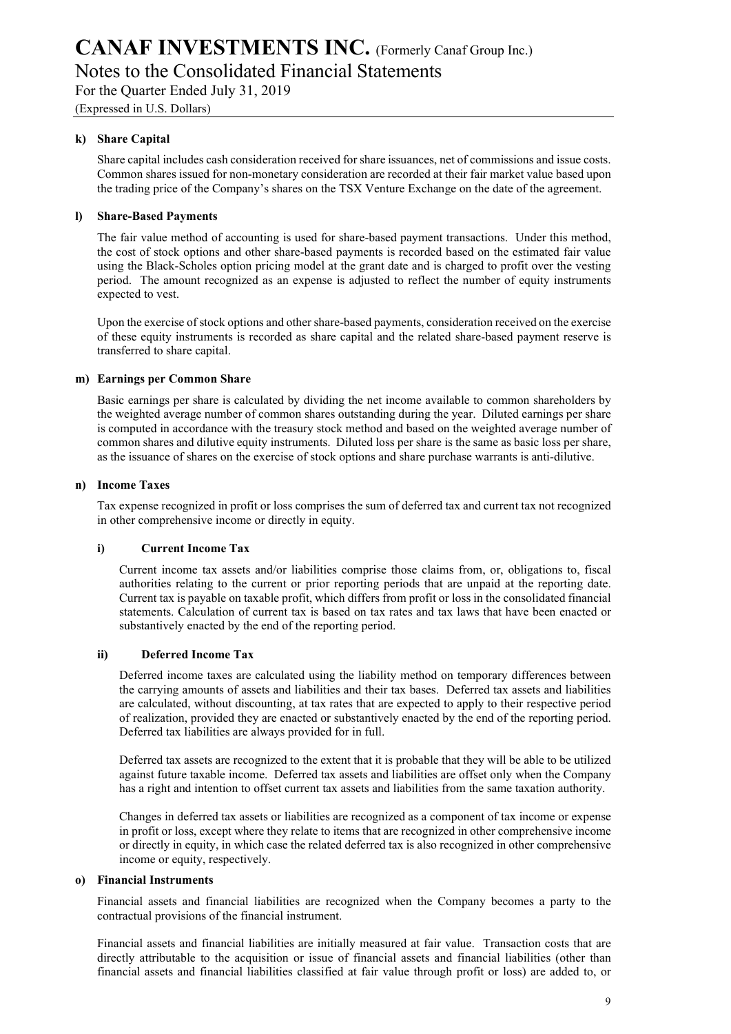#### k) Share Capital

Share capital includes cash consideration received for share issuances, net of commissions and issue costs. Common shares issued for non-monetary consideration are recorded at their fair market value based upon the trading price of the Company's shares on the TSX Venture Exchange on the date of the agreement.

#### l) Share-Based Payments

The fair value method of accounting is used for share-based payment transactions. Under this method, the cost of stock options and other share-based payments is recorded based on the estimated fair value using the Black-Scholes option pricing model at the grant date and is charged to profit over the vesting period. The amount recognized as an expense is adjusted to reflect the number of equity instruments expected to vest.

Upon the exercise of stock options and other share-based payments, consideration received on the exercise of these equity instruments is recorded as share capital and the related share-based payment reserve is transferred to share capital.

#### m) Earnings per Common Share

Basic earnings per share is calculated by dividing the net income available to common shareholders by the weighted average number of common shares outstanding during the year. Diluted earnings per share is computed in accordance with the treasury stock method and based on the weighted average number of common shares and dilutive equity instruments. Diluted loss per share is the same as basic loss per share, as the issuance of shares on the exercise of stock options and share purchase warrants is anti-dilutive.

#### n) Income Taxes

Tax expense recognized in profit or loss comprises the sum of deferred tax and current tax not recognized in other comprehensive income or directly in equity.

##### i) Current Income Tax

Current income tax assets and/or liabilities comprise those claims from, or, obligations to, fiscal authorities relating to the current or prior reporting periods that are unpaid at the reporting date. Current tax is payable on taxable profit, which differs from profit or loss in the consolidated financial statements. Calculation of current tax is based on tax rates and tax laws that have been enacted or substantively enacted by the end of the reporting period.

##### ii) Deferred Income Tax

Deferred income taxes are calculated using the liability method on temporary differences between the carrying amounts of assets and liabilities and their tax bases. Deferred tax assets and liabilities are calculated, without discounting, at tax rates that are expected to apply to their respective period of realization, provided they are enacted or substantively enacted by the end of the reporting period. Deferred tax liabilities are always provided for in full.

Deferred tax assets are recognized to the extent that it is probable that they will be able to be utilized against future taxable income. Deferred tax assets and liabilities are offset only when the Company has a right and intention to offset current tax assets and liabilities from the same taxation authority.

Changes in deferred tax assets or liabilities are recognized as a component of tax income or expense in profit or loss, except where they relate to items that are recognized in other comprehensive income or directly in equity, in which case the related deferred tax is also recognized in other comprehensive income or equity, respectively.

#### o) Financial Instruments

Financial assets and financial liabilities are recognized when the Company becomes a party to the contractual provisions of the financial instrument.

Financial assets and financial liabilities are initially measured at fair value. Transaction costs that are directly attributable to the acquisition or issue of financial assets and financial liabilities (other than financial assets and financial liabilities classified at fair value through profit or loss) are added to, or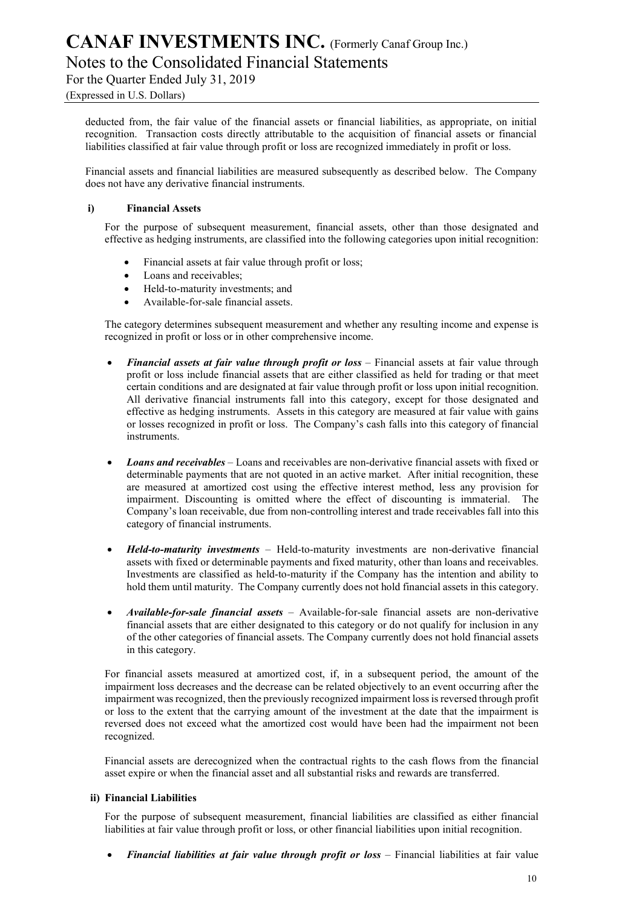deducted from, the fair value of the financial assets or financial liabilities, as appropriate, on initial recognition. Transaction costs directly attributable to the acquisition of financial assets or financial liabilities classified at fair value through profit or loss are recognized immediately in profit or loss.

Financial assets and financial liabilities are measured subsequently as described below. The Company does not have any derivative financial instruments.

**i) Financial Assets**

For the purpose of subsequent measurement, financial assets, other than those designated and effective as hedging instruments, are classified into the following categories upon initial recognition:

- Financial assets at fair value through profit or loss;
- Loans and receivables;
- Held-to-maturity investments; and
- Available-for-sale financial assets.

The category determines subsequent measurement and whether any resulting income and expense is recognized in profit or loss or in other comprehensive income.

- ***Financial assets at fair value through profit or loss*** – Financial assets at fair value through profit or loss include financial assets that are either classified as held for trading or that meet certain conditions and are designated at fair value through profit or loss upon initial recognition. All derivative financial instruments fall into this category, except for those designated and effective as hedging instruments. Assets in this category are measured at fair value with gains or losses recognized in profit or loss. The Company's cash falls into this category of financial instruments.

- ***Loans and receivables*** – Loans and receivables are non-derivative financial assets with fixed or determinable payments that are not quoted in an active market. After initial recognition, these are measured at amortized cost using the effective interest method, less any provision for impairment. Discounting is omitted where the effect of discounting is immaterial. The Company's loan receivable, due from non-controlling interest and trade receivables fall into this category of financial instruments.

- ***Held-to-maturity investments*** – Held-to-maturity investments are non-derivative financial assets with fixed or determinable payments and fixed maturity, other than loans and receivables. Investments are classified as held-to-maturity if the Company has the intention and ability to hold them until maturity. The Company currently does not hold financial assets in this category.

- ***Available-for-sale financial assets*** – Available-for-sale financial assets are non-derivative financial assets that are either designated to this category or do not qualify for inclusion in any of the other categories of financial assets. The Company currently does not hold financial assets in this category.

For financial assets measured at amortized cost, if, in a subsequent period, the amount of the impairment loss decreases and the decrease can be related objectively to an event occurring after the impairment was recognized, then the previously recognized impairment loss is reversed through profit or loss to the extent that the carrying amount of the investment at the date that the impairment is reversed does not exceed what the amortized cost would have been had the impairment not been recognized.

Financial assets are derecognized when the contractual rights to the cash flows from the financial asset expire or when the financial asset and all substantial risks and rewards are transferred.

**ii) Financial Liabilities**

For the purpose of subsequent measurement, financial liabilities are classified as either financial liabilities at fair value through profit or loss, or other financial liabilities upon initial recognition.

- ***Financial liabilities at fair value through profit or loss*** – Financial liabilities at fair value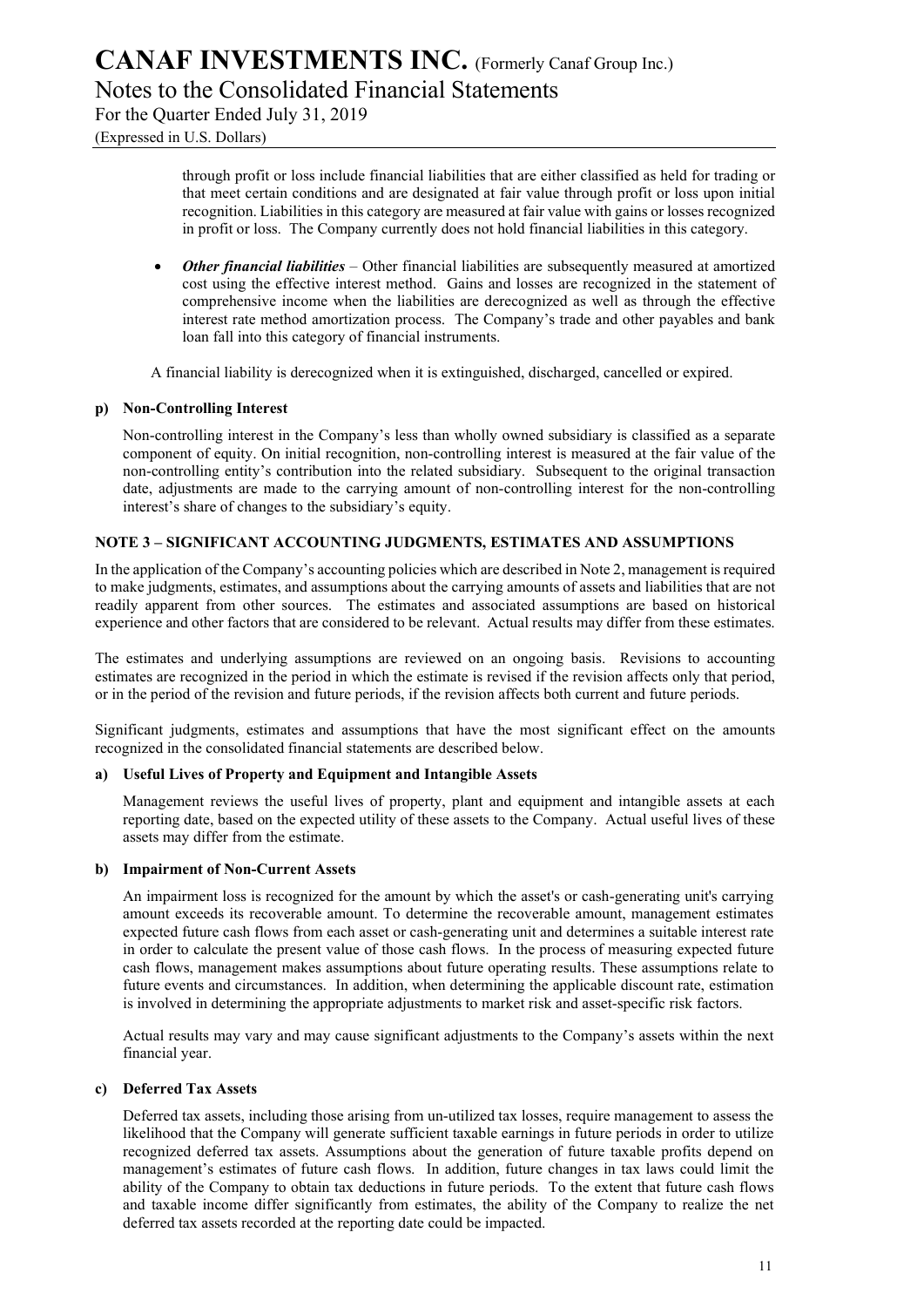through profit or loss include financial liabilities that are either classified as held for trading or that meet certain conditions and are designated at fair value through profit or loss upon initial recognition. Liabilities in this category are measured at fair value with gains or losses recognized in profit or loss. The Company currently does not hold financial liabilities in this category.

- ***Other financial liabilities*** – Other financial liabilities are subsequently measured at amortized cost using the effective interest method. Gains and losses are recognized in the statement of comprehensive income when the liabilities are derecognized as well as through the effective interest rate method amortization process. The Company's trade and other payables and bank loan fall into this category of financial instruments.

A financial liability is derecognized when it is extinguished, discharged, cancelled or expired.

**p) Non-Controlling Interest**

Non-controlling interest in the Company's less than wholly owned subsidiary is classified as a separate component of equity. On initial recognition, non-controlling interest is measured at the fair value of the non-controlling entity's contribution into the related subsidiary. Subsequent to the original transaction date, adjustments are made to the carrying amount of non-controlling interest for the non-controlling interest's share of changes to the subsidiary's equity.

## NOTE 3 – SIGNIFICANT ACCOUNTING JUDGMENTS, ESTIMATES AND ASSUMPTIONS

In the application of the Company's accounting policies which are described in Note 2, management is required to make judgments, estimates, and assumptions about the carrying amounts of assets and liabilities that are not readily apparent from other sources. The estimates and associated assumptions are based on historical experience and other factors that are considered to be relevant. Actual results may differ from these estimates.

The estimates and underlying assumptions are reviewed on an ongoing basis. Revisions to accounting estimates are recognized in the period in which the estimate is revised if the revision affects only that period, or in the period of the revision and future periods, if the revision affects both current and future periods.

Significant judgments, estimates and assumptions that have the most significant effect on the amounts recognized in the consolidated financial statements are described below.

**a) Useful Lives of Property and Equipment and Intangible Assets**

Management reviews the useful lives of property, plant and equipment and intangible assets at each reporting date, based on the expected utility of these assets to the Company. Actual useful lives of these assets may differ from the estimate.

**b) Impairment of Non-Current Assets**

An impairment loss is recognized for the amount by which the asset's or cash-generating unit's carrying amount exceeds its recoverable amount. To determine the recoverable amount, management estimates expected future cash flows from each asset or cash-generating unit and determines a suitable interest rate in order to calculate the present value of those cash flows. In the process of measuring expected future cash flows, management makes assumptions about future operating results. These assumptions relate to future events and circumstances. In addition, when determining the applicable discount rate, estimation is involved in determining the appropriate adjustments to market risk and asset-specific risk factors.

Actual results may vary and may cause significant adjustments to the Company's assets within the next financial year.

**c) Deferred Tax Assets**

Deferred tax assets, including those arising from un-utilized tax losses, require management to assess the likelihood that the Company will generate sufficient taxable earnings in future periods in order to utilize recognized deferred tax assets. Assumptions about the generation of future taxable profits depend on management's estimates of future cash flows. In addition, future changes in tax laws could limit the ability of the Company to obtain tax deductions in future periods. To the extent that future cash flows and taxable income differ significantly from estimates, the ability of the Company to realize the net deferred tax assets recorded at the reporting date could be impacted.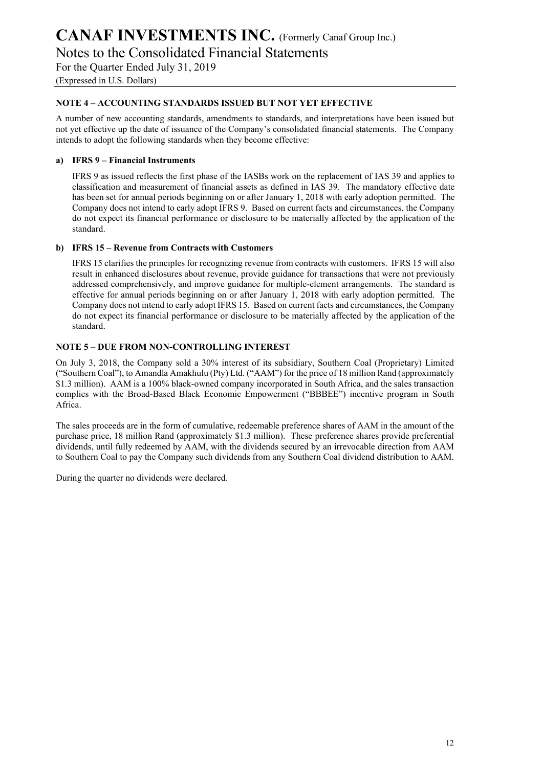**NOTE 4 – ACCOUNTING STANDARDS ISSUED BUT NOT YET EFFECTIVE**

A number of new accounting standards, amendments to standards, and interpretations have been issued but not yet effective up the date of issuance of the Company's consolidated financial statements. The Company intends to adopt the following standards when they become effective:

**a) IFRS 9 – Financial Instruments**

IFRS 9 as issued reflects the first phase of the IASBs work on the replacement of IAS 39 and applies to classification and measurement of financial assets as defined in IAS 39. The mandatory effective date has been set for annual periods beginning on or after January 1, 2018 with early adoption permitted. The Company does not intend to early adopt IFRS 9. Based on current facts and circumstances, the Company do not expect its financial performance or disclosure to be materially affected by the application of the standard.

**b) IFRS 15 – Revenue from Contracts with Customers**

IFRS 15 clarifies the principles for recognizing revenue from contracts with customers. IFRS 15 will also result in enhanced disclosures about revenue, provide guidance for transactions that were not previously addressed comprehensively, and improve guidance for multiple-element arrangements. The standard is effective for annual periods beginning on or after January 1, 2018 with early adoption permitted. The Company does not intend to early adopt IFRS 15. Based on current facts and circumstances, the Company do not expect its financial performance or disclosure to be materially affected by the application of the standard.

**NOTE 5 – DUE FROM NON-CONTROLLING INTEREST**

On July 3, 2018, the Company sold a 30% interest of its subsidiary, Southern Coal (Proprietary) Limited ("Southern Coal"), to Amandla Amakhulu (Pty) Ltd. ("AAM") for the price of 18 million Rand (approximately $1.3 million). AAM is a 100% black-owned company incorporated in South Africa, and the sales transaction complies with the Broad-Based Black Economic Empowerment ("BBBEE") incentive program in South Africa.

The sales proceeds are in the form of cumulative, redeemable preference shares of AAM in the amount of the purchase price, 18 million Rand (approximately $1.3 million). These preference shares provide preferential dividends, until fully redeemed by AAM, with the dividends secured by an irrevocable direction from AAM to Southern Coal to pay the Company such dividends from any Southern Coal dividend distribution to AAM.

During the quarter no dividends were declared.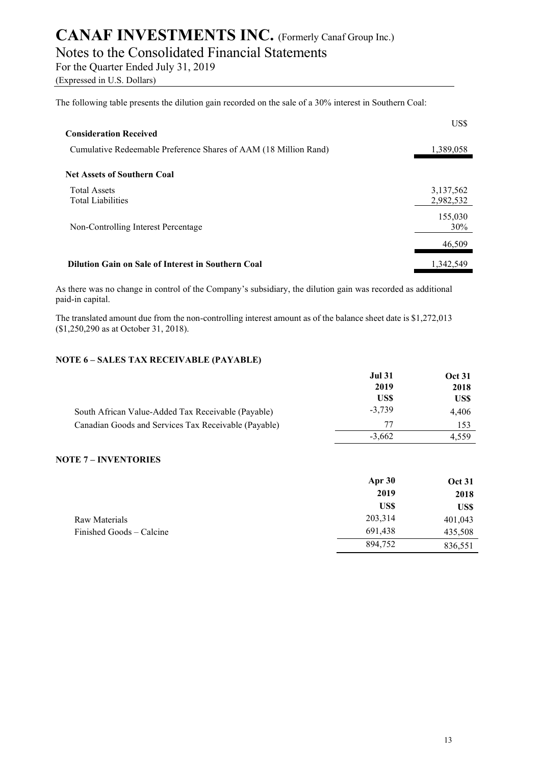The following table presents the dilution gain recorded on the sale of a 30% interest in Southern Coal:

| | US$ |
|---|---|
| **Consideration Received** | |
| Cumulative Redeemable Preference Shares of AAM (18 Million Rand) | 1,389,058 |
| **Net Assets of Southern Coal** | |
| Total Assets | 3,137,562 |
| Total Liabilities | 2,982,532 |
| | 155,030 |
| Non-Controlling Interest Percentage | 30% |
| | 46,509 |
| **Dilution Gain on Sale of Interest in Southern Coal** | 1,342,549 |

As there was no change in control of the Company's subsidiary, the dilution gain was recorded as additional paid-in capital.

The translated amount due from the non-controlling interest amount as of the balance sheet date is $1,272,013 ($1,250,290 as at October 31, 2018).

## NOTE 6 – SALES TAX RECEIVABLE (PAYABLE)

| | **Jul 31 2019 US$** | **Oct 31 2018 US$** |
|---|---|---|
| South African Value-Added Tax Receivable (Payable) | -3,739 | 4,406 |
| Canadian Goods and Services Tax Receivable (Payable) | 77 | 153 |
| | -3,662 | 4,559 |

## NOTE 7 – INVENTORIES

| | **Apr 30 2019 US$** | **Oct 31 2018 US$** |
|---|---|---|
| Raw Materials | 203,314 | 401,043 |
| Finished Goods – Calcine | 691,438 | 435,508 |
| | 894,752 | 836,551 |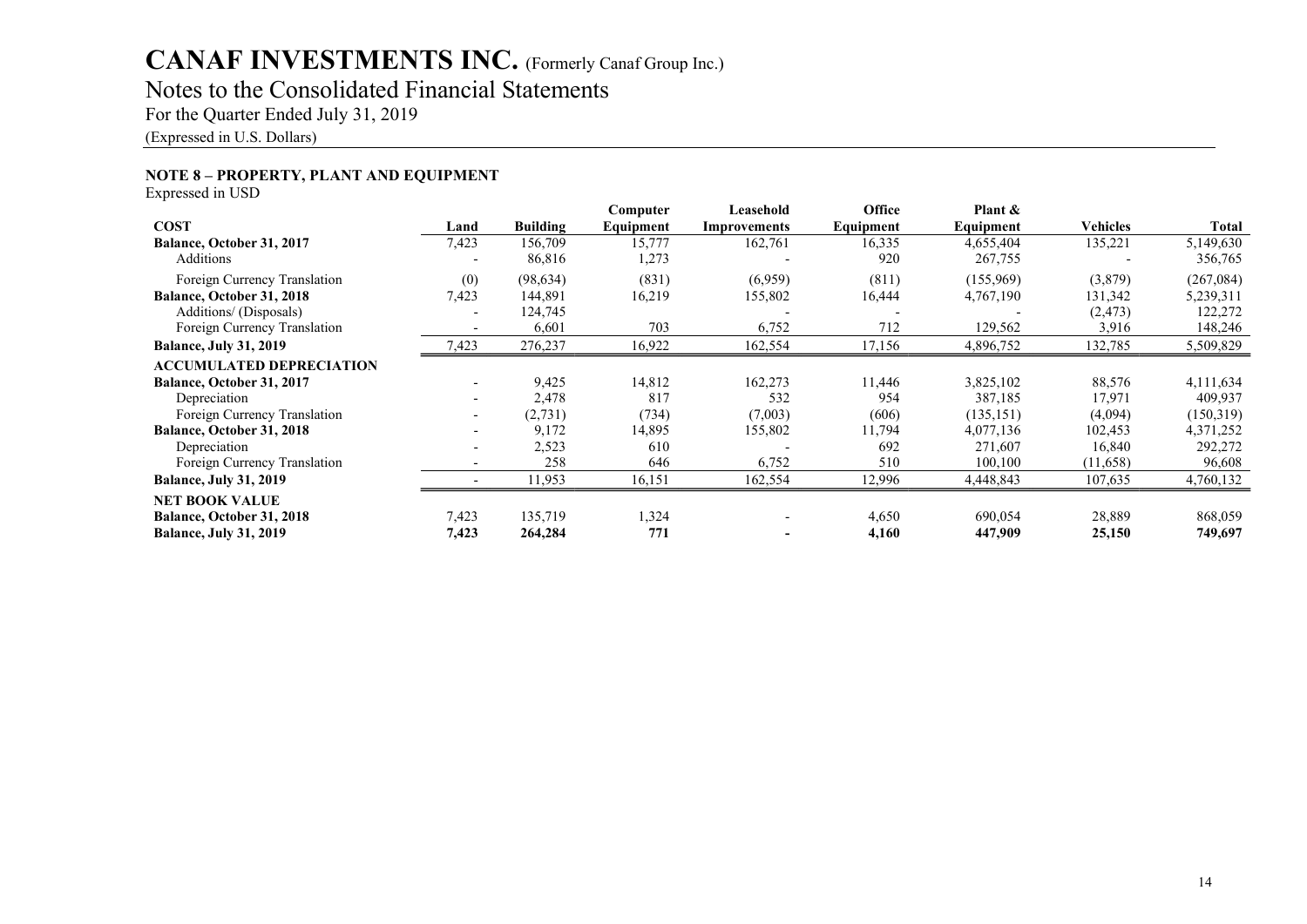# CANAF INVESTMENTS INC. (Formerly Canaf Group Inc.)

## Notes to the Consolidated Financial Statements

For the Quarter Ended July 31, 2019

(Expressed in U.S. Dollars)

### NOTE 8 – PROPERTY, PLANT AND EQUIPMENT

Expressed in USD

| COST | Land | Building | Computer Equipment | Leasehold Improvements | Office Equipment | Plant & Equipment | Vehicles | Total |
|---|---|---|---|---|---|---|---|---|
| **Balance, October 31, 2017** | 7,423 | 156,709 | 15,777 | 162,761 | 16,335 | 4,655,404 | 135,221 | 5,149,630 |
| Additions | - | 86,816 | 1,273 | - | 920 | 267,755 | - | 356,765 |
| Foreign Currency Translation | (0) | (98,634) | (831) | (6,959) | (811) | (155,969) | (3,879) | (267,084) |
| **Balance, October 31, 2018** | 7,423 | 144,891 | 16,219 | 155,802 | 16,444 | 4,767,190 | 131,342 | 5,239,311 |
| Additions/ (Disposals) | - | 124,745 | | - | - | - | (2,473) | 122,272 |
| Foreign Currency Translation | - | 6,601 | 703 | 6,752 | 712 | 129,562 | 3,916 | 148,246 |
| **Balance, July 31, 2019** | 7,423 | 276,237 | 16,922 | 162,554 | 17,156 | 4,896,752 | 132,785 | 5,509,829 |
| **ACCUMULATED DEPRECIATION** | | | | | | | | |
| **Balance, October 31, 2017** | - | 9,425 | 14,812 | 162,273 | 11,446 | 3,825,102 | 88,576 | 4,111,634 |
| Depreciation | - | 2,478 | 817 | 532 | 954 | 387,185 | 17,971 | 409,937 |
| Foreign Currency Translation | - | (2,731) | (734) | (7,003) | (606) | (135,151) | (4,094) | (150,319) |
| **Balance, October 31, 2018** | - | 9,172 | 14,895 | 155,802 | 11,794 | 4,077,136 | 102,453 | 4,371,252 |
| Depreciation | - | 2,523 | 610 | - | 692 | 271,607 | 16,840 | 292,272 |
| Foreign Currency Translation | - | 258 | 646 | 6,752 | 510 | 100,100 | (11,658) | 96,608 |
| **Balance, July 31, 2019** | - | 11,953 | 16,151 | 162,554 | 12,996 | 4,448,843 | 107,635 | 4,760,132 |
| **NET BOOK VALUE** | | | | | | | | |
| **Balance, October 31, 2018** | 7,423 | 135,719 | 1,324 | - | 4,650 | 690,054 | 28,889 | 868,059 |
| **Balance, July 31, 2019** | **7,423** | **264,284** | **771** | **-** | **4,160** | **447,909** | **25,150** | **749,697** |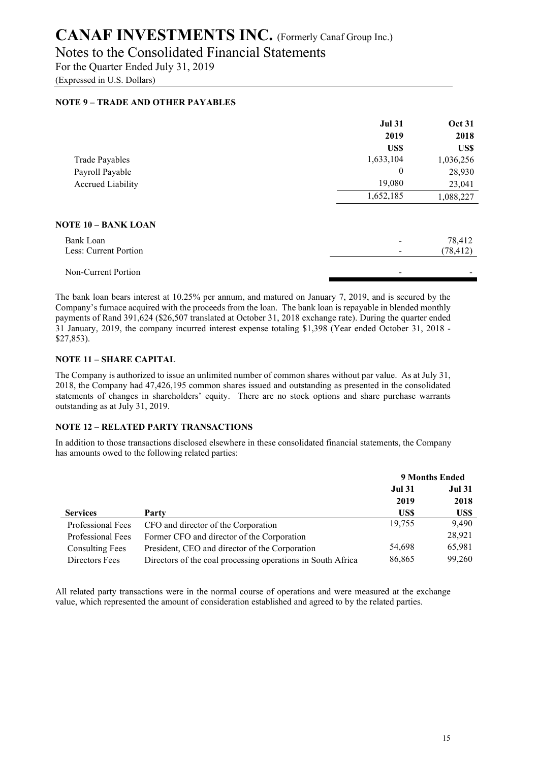# CANAF INVESTMENTS INC. (Formerly Canaf Group Inc.)

## Notes to the Consolidated Financial Statements

For the Quarter Ended July 31, 2019

(Expressed in U.S. Dollars)

### NOTE 9 – TRADE AND OTHER PAYABLES

| | Jul 31 2019 US$ | Oct 31 2018 US$ |
|---|---|---|
| Trade Payables | 1,633,104 | 1,036,256 |
| Payroll Payable | 0 | 28,930 |
| Accrued Liability | 19,080 | 23,041 |
| | 1,652,185 | 1,088,227 |

### NOTE 10 – BANK LOAN

| | | |
|---|---|---|
| Bank Loan | - | 78,412 |
| Less: Current Portion | - | (78,412) |
| Non-Current Portion | - | - |

The bank loan bears interest at 10.25% per annum, and matured on January 7, 2019, and is secured by the Company's furnace acquired with the proceeds from the loan. The bank loan is repayable in blended monthly payments of Rand 391,624 ($26,507 translated at October 31, 2018 exchange rate). During the quarter ended 31 January, 2019, the company incurred interest expense totaling $1,398 (Year ended October 31, 2018 - $27,853).

### NOTE 11 – SHARE CAPITAL

The Company is authorized to issue an unlimited number of common shares without par value. As at July 31, 2018, the Company had 47,426,195 common shares issued and outstanding as presented in the consolidated statements of changes in shareholders' equity. There are no stock options and share purchase warrants outstanding as at July 31, 2019.

### NOTE 12 – RELATED PARTY TRANSACTIONS

In addition to those transactions disclosed elsewhere in these consolidated financial statements, the Company has amounts owed to the following related parties:

| | | 9 Months Ended | |
|---|---|---|---|
| | | Jul 31 2019 | Jul 31 2018 |
| **Services** | **Party** | **US$** | **US$** |
| Professional Fees | CFO and director of the Corporation | 19,755 | 9,490 |
| Professional Fees | Former CFO and director of the Corporation | | 28,921 |
| Consulting Fees | President, CEO and director of the Corporation | 54,698 | 65,981 |
| Directors Fees | Directors of the coal processing operations in South Africa | 86,865 | 99,260 |

All related party transactions were in the normal course of operations and were measured at the exchange value, which represented the amount of consideration established and agreed to by the related parties.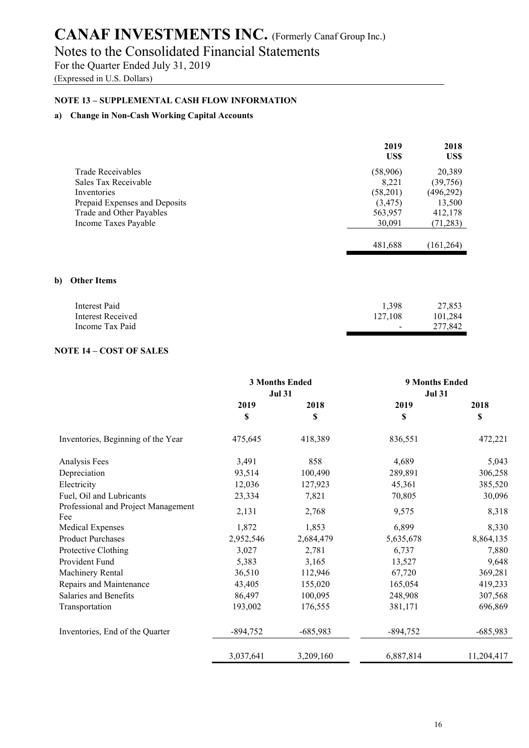# CANAF INVESTMENTS INC. (Formerly Canaf Group Inc.)

## Notes to the Consolidated Financial Statements

For the Quarter Ended July 31, 2019

(Expressed in U.S. Dollars)

### NOTE 13 – SUPPLEMENTAL CASH FLOW INFORMATION

#### a) Change in Non-Cash Working Capital Accounts

| | 2019 US$ | 2018 US$ |
|---|---|---|
| Trade Receivables | (58,906) | 20,389 |
| Sales Tax Receivable | 8,221 | (39,756) |
| Inventories | (58,201) | (496,292) |
| Prepaid Expenses and Deposits | (3,475) | 13,500 |
| Trade and Other Payables | 563,957 | 412,178 |
| Income Taxes Payable | 30,091 | (71,283) |
| | 481,688 | (161,264) |

#### b) Other Items

| | | |
|---|---|---|
| Interest Paid | 1,398 | 27,853 |
| Interest Received | 127,108 | 101,284 |
| Income Tax Paid | - | 277,842 |

### NOTE 14 – COST OF SALES

| | 3 Months Ended Jul 31 | | 9 Months Ended Jul 31 | |
|---|---|---|---|---|
| | 2019 | 2018 | 2019 | 2018 |
| | $ | $ | $ | $ |
| Inventories, Beginning of the Year | 475,645 | 418,389 | 836,551 | 472,221 |
| Analysis Fees | 3,491 | 858 | 4,689 | 5,043 |
| Depreciation | 93,514 | 100,490 | 289,891 | 306,258 |
| Electricity | 12,036 | 127,923 | 45,361 | 385,520 |
| Fuel, Oil and Lubricants | 23,334 | 7,821 | 70,805 | 30,096 |
| Professional and Project Management Fee | 2,131 | 2,768 | 9,575 | 8,318 |
| Medical Expenses | 1,872 | 1,853 | 6,899 | 8,330 |
| Product Purchases | 2,952,546 | 2,684,479 | 5,635,678 | 8,864,135 |
| Protective Clothing | 3,027 | 2,781 | 6,737 | 7,880 |
| Provident Fund | 5,383 | 3,165 | 13,527 | 9,648 |
| Machinery Rental | 36,510 | 112,946 | 67,720 | 369,281 |
| Repairs and Maintenance | 43,405 | 155,020 | 165,054 | 419,233 |
| Salaries and Benefits | 86,497 | 100,095 | 248,908 | 307,568 |
| Transportation | 193,002 | 176,555 | 381,171 | 696,869 |
| Inventories, End of the Quarter | -894,752 | -685,983 | -894,752 | -685,983 |
| | 3,037,641 | 3,209,160 | 6,887,814 | 11,204,417 |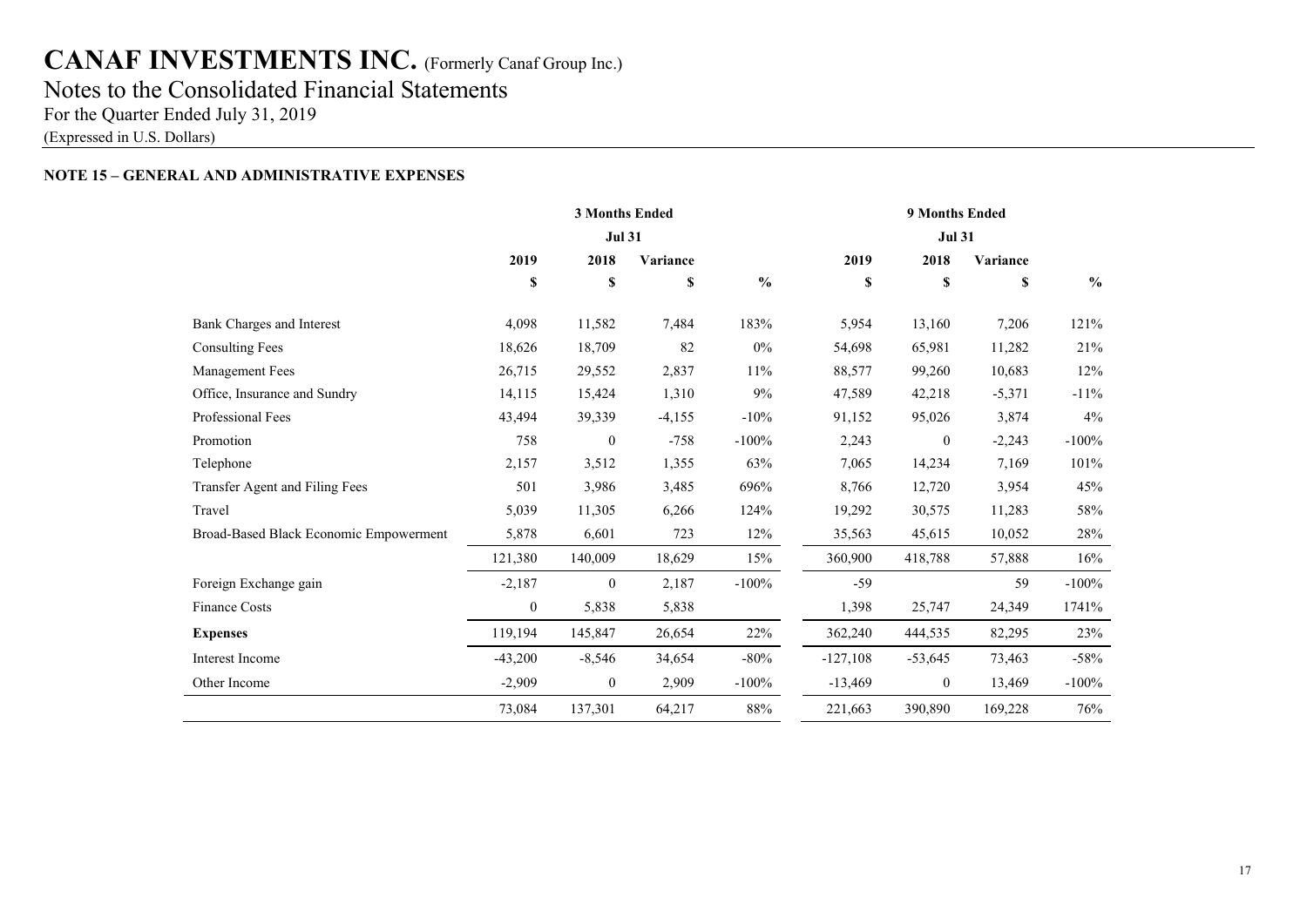# CANAF INVESTMENTS INC. (Formerly Canaf Group Inc.)

Notes to the Consolidated Financial Statements

For the Quarter Ended July 31, 2019

(Expressed in U.S. Dollars)

**NOTE 15 – GENERAL AND ADMINISTRATIVE EXPENSES**

| | 3 Months Ended Jul 31 | | | | 9 Months Ended Jul 31 | | | |
|---|---|---|---|---|---|---|---|---|
| | 2019 | 2018 | Variance | | 2019 | 2018 | Variance | |
| | $ | $ | $ | % | $ | $ | $ | % |
| Bank Charges and Interest | 4,098 | 11,582 | 7,484 | 183% | 5,954 | 13,160 | 7,206 | 121% |
| Consulting Fees | 18,626 | 18,709 | 82 | 0% | 54,698 | 65,981 | 11,282 | 21% |
| Management Fees | 26,715 | 29,552 | 2,837 | 11% | 88,577 | 99,260 | 10,683 | 12% |
| Office, Insurance and Sundry | 14,115 | 15,424 | 1,310 | 9% | 47,589 | 42,218 | -5,371 | -11% |
| Professional Fees | 43,494 | 39,339 | -4,155 | -10% | 91,152 | 95,026 | 3,874 | 4% |
| Promotion | 758 | 0 | -758 | -100% | 2,243 | 0 | -2,243 | -100% |
| Telephone | 2,157 | 3,512 | 1,355 | 63% | 7,065 | 14,234 | 7,169 | 101% |
| Transfer Agent and Filing Fees | 501 | 3,986 | 3,485 | 696% | 8,766 | 12,720 | 3,954 | 45% |
| Travel | 5,039 | 11,305 | 6,266 | 124% | 19,292 | 30,575 | 11,283 | 58% |
| Broad-Based Black Economic Empowerment | 5,878 | 6,601 | 723 | 12% | 35,563 | 45,615 | 10,052 | 28% |
| | 121,380 | 140,009 | 18,629 | 15% | 360,900 | 418,788 | 57,888 | 16% |
| Foreign Exchange gain | -2,187 | 0 | 2,187 | -100% | -59 | | 59 | -100% |
| Finance Costs | 0 | 5,838 | 5,838 | | 1,398 | 25,747 | 24,349 | 1741% |
| **Expenses** | 119,194 | 145,847 | 26,654 | 22% | 362,240 | 444,535 | 82,295 | 23% |
| Interest Income | -43,200 | -8,546 | 34,654 | -80% | -127,108 | -53,645 | 73,463 | -58% |
| Other Income | -2,909 | 0 | 2,909 | -100% | -13,469 | 0 | 13,469 | -100% |
| | 73,084 | 137,301 | 64,217 | 88% | 221,663 | 390,890 | 169,228 | 76% |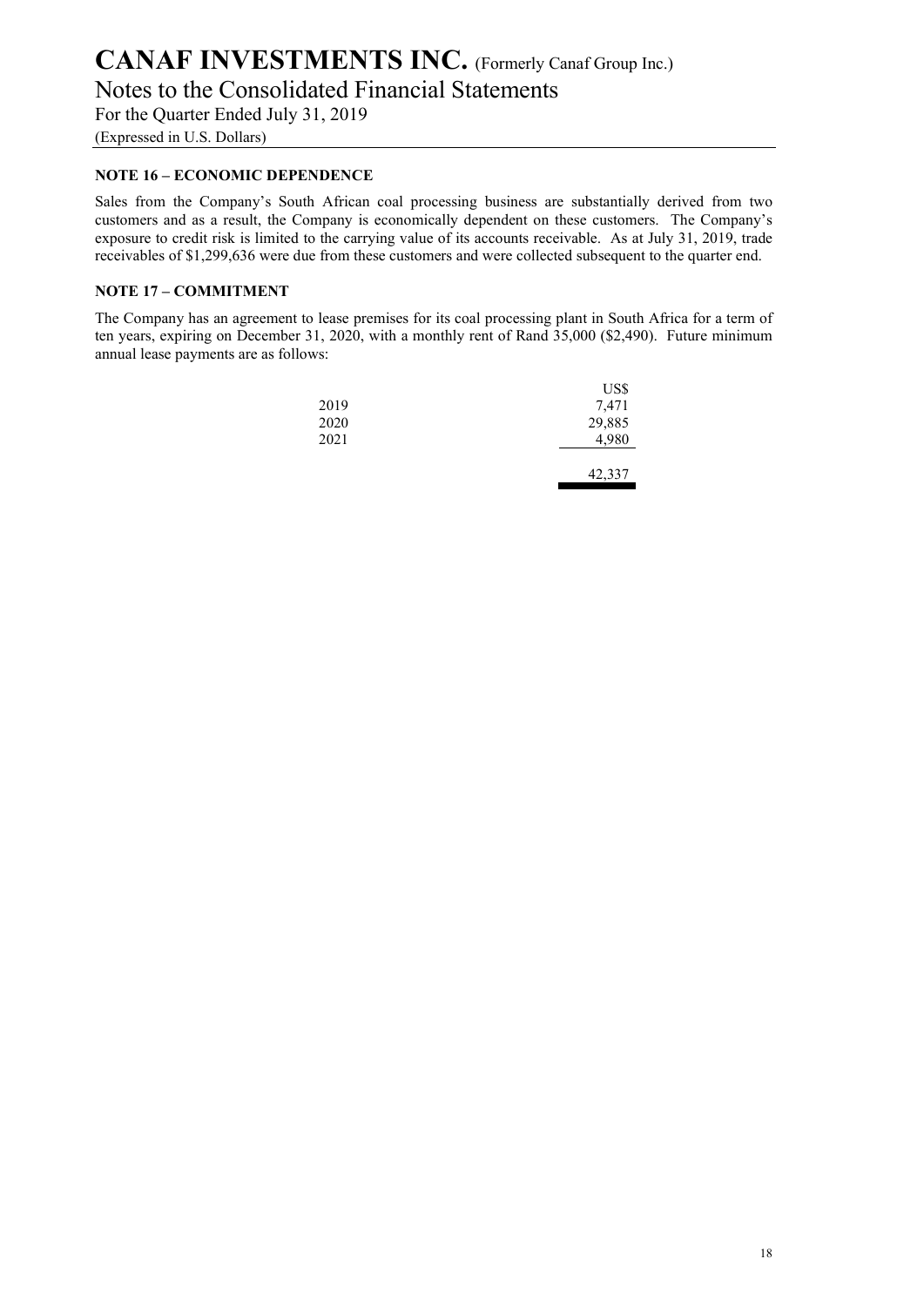# CANAF INVESTMENTS INC. (Formerly Canaf Group Inc.)

## Notes to the Consolidated Financial Statements

For the Quarter Ended July 31, 2019

(Expressed in U.S. Dollars)

### NOTE 16 – ECONOMIC DEPENDENCE

Sales from the Company's South African coal processing business are substantially derived from two customers and as a result, the Company is economically dependent on these customers. The Company's exposure to credit risk is limited to the carrying value of its accounts receivable. As at July 31, 2019, trade receivables of $1,299,636 were due from these customers and were collected subsequent to the quarter end.

### NOTE 17 – COMMITMENT

The Company has an agreement to lease premises for its coal processing plant in South Africa for a term of ten years, expiring on December 31, 2020, with a monthly rent of Rand 35,000 ($2,490). Future minimum annual lease payments are as follows:

| | US$ |
|---|---|
| 2019 | 7,471 |
| 2020 | 29,885 |
| 2021 | 4,980 |
| | 42,337 |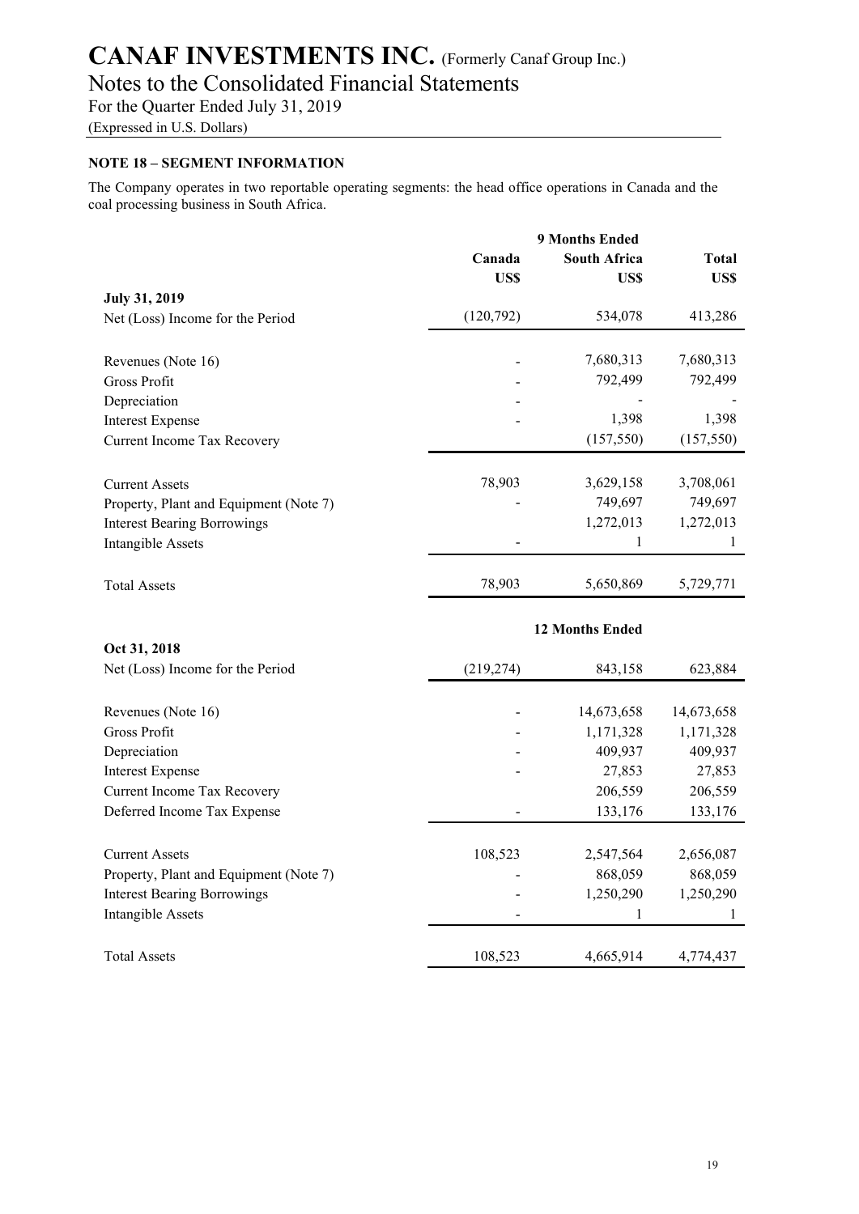# CANAF INVESTMENTS INC. (Formerly Canaf Group Inc.)

## Notes to the Consolidated Financial Statements

For the Quarter Ended July 31, 2019

(Expressed in U.S. Dollars)

### NOTE 18 – SEGMENT INFORMATION

The Company operates in two reportable operating segments: the head office operations in Canada and the coal processing business in South Africa.

| | 9 Months Ended | | |
|---|---|---|---|
| | Canada<br>US$ | South Africa<br>US$ | Total<br>US$ |
| **July 31, 2019** | | | |
| Net (Loss) Income for the Period | (120,792) | 534,078 | 413,286 |
| | | | |
| Revenues (Note 16) | - | 7,680,313 | 7,680,313 |
| Gross Profit | - | 792,499 | 792,499 |
| Depreciation | - | - | - |
| Interest Expense | - | 1,398 | 1,398 |
| Current Income Tax Recovery | | (157,550) | (157,550) |
| | | | |
| Current Assets | 78,903 | 3,629,158 | 3,708,061 |
| Property, Plant and Equipment (Note 7) | - | 749,697 | 749,697 |
| Interest Bearing Borrowings | | 1,272,013 | 1,272,013 |
| Intangible Assets | - | 1 | 1 |
| | | | |
| Total Assets | 78,903 | 5,650,869 | 5,729,771 |
| | | **12 Months Ended** | |
| **Oct 31, 2018** | | | |
| Net (Loss) Income for the Period | (219,274) | 843,158 | 623,884 |
| | | | |
| Revenues (Note 16) | - | 14,673,658 | 14,673,658 |
| Gross Profit | - | 1,171,328 | 1,171,328 |
| Depreciation | - | 409,937 | 409,937 |
| Interest Expense | - | 27,853 | 27,853 |
| Current Income Tax Recovery | - | 206,559 | 206,559 |
| Deferred Income Tax Expense | - | 133,176 | 133,176 |
| | | | |
| Current Assets | 108,523 | 2,547,564 | 2,656,087 |
| Property, Plant and Equipment (Note 7) | - | 868,059 | 868,059 |
| Interest Bearing Borrowings | - | 1,250,290 | 1,250,290 |
| Intangible Assets | - | 1 | 1 |
| | | | |
| Total Assets | 108,523 | 4,665,914 | 4,774,437 |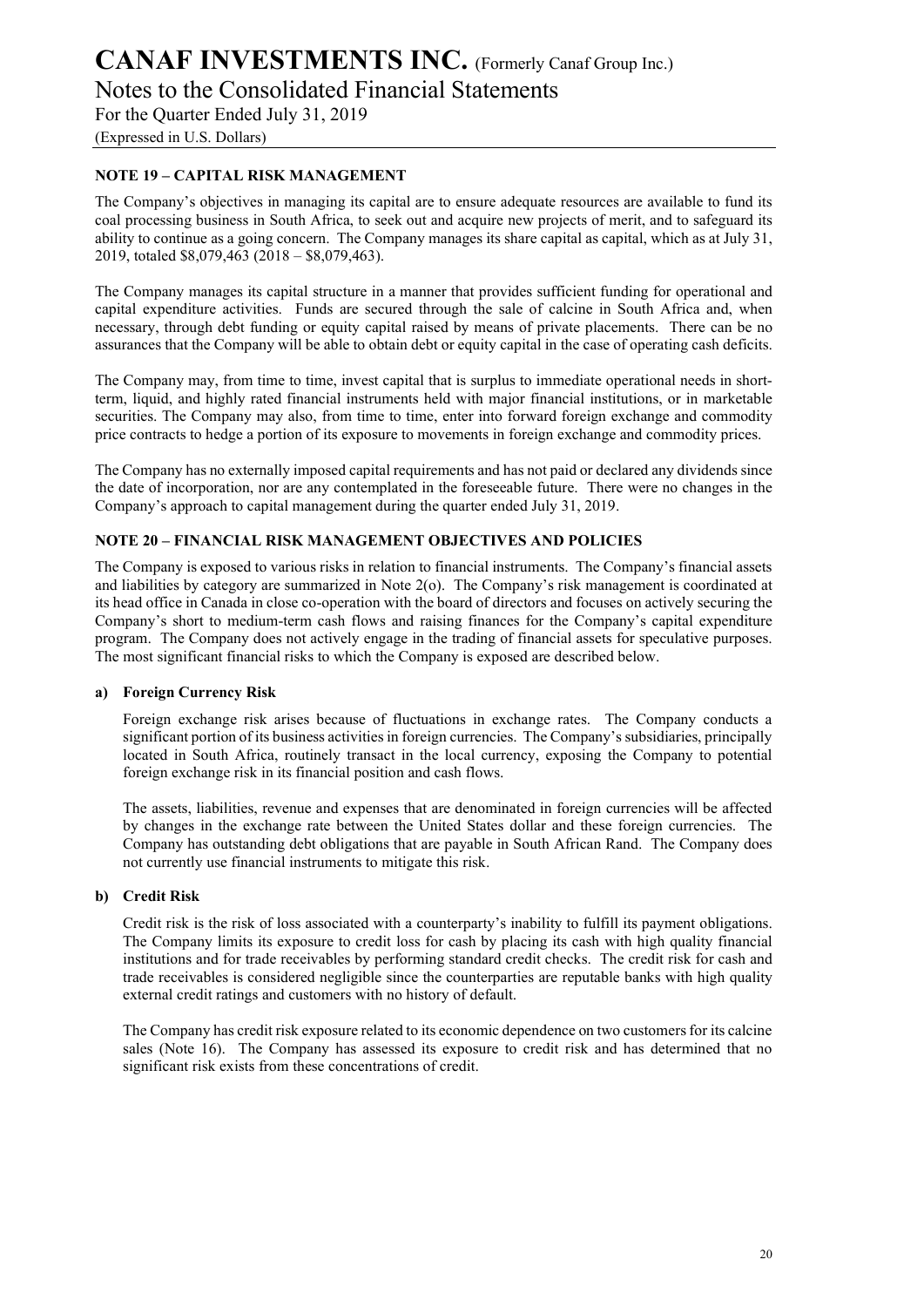## NOTE 19 – CAPITAL RISK MANAGEMENT

The Company's objectives in managing its capital are to ensure adequate resources are available to fund its coal processing business in South Africa, to seek out and acquire new projects of merit, and to safeguard its ability to continue as a going concern. The Company manages its share capital as capital, which as at July 31, 2019, totaled $8,079,463 (2018 – $8,079,463).

The Company manages its capital structure in a manner that provides sufficient funding for operational and capital expenditure activities. Funds are secured through the sale of calcine in South Africa and, when necessary, through debt funding or equity capital raised by means of private placements. There can be no assurances that the Company will be able to obtain debt or equity capital in the case of operating cash deficits.

The Company may, from time to time, invest capital that is surplus to immediate operational needs in short-term, liquid, and highly rated financial instruments held with major financial institutions, or in marketable securities. The Company may also, from time to time, enter into forward foreign exchange and commodity price contracts to hedge a portion of its exposure to movements in foreign exchange and commodity prices.

The Company has no externally imposed capital requirements and has not paid or declared any dividends since the date of incorporation, nor are any contemplated in the foreseeable future. There were no changes in the Company's approach to capital management during the quarter ended July 31, 2019.

## NOTE 20 – FINANCIAL RISK MANAGEMENT OBJECTIVES AND POLICIES

The Company is exposed to various risks in relation to financial instruments. The Company's financial assets and liabilities by category are summarized in Note 2(o). The Company's risk management is coordinated at its head office in Canada in close co-operation with the board of directors and focuses on actively securing the Company's short to medium-term cash flows and raising finances for the Company's capital expenditure program. The Company does not actively engage in the trading of financial assets for speculative purposes. The most significant financial risks to which the Company is exposed are described below.

### a) Foreign Currency Risk

Foreign exchange risk arises because of fluctuations in exchange rates. The Company conducts a significant portion of its business activities in foreign currencies. The Company's subsidiaries, principally located in South Africa, routinely transact in the local currency, exposing the Company to potential foreign exchange risk in its financial position and cash flows.

The assets, liabilities, revenue and expenses that are denominated in foreign currencies will be affected by changes in the exchange rate between the United States dollar and these foreign currencies. The Company has outstanding debt obligations that are payable in South African Rand. The Company does not currently use financial instruments to mitigate this risk.

### b) Credit Risk

Credit risk is the risk of loss associated with a counterparty's inability to fulfill its payment obligations. The Company limits its exposure to credit loss for cash by placing its cash with high quality financial institutions and for trade receivables by performing standard credit checks. The credit risk for cash and trade receivables is considered negligible since the counterparties are reputable banks with high quality external credit ratings and customers with no history of default.

The Company has credit risk exposure related to its economic dependence on two customers for its calcine sales (Note 16). The Company has assessed its exposure to credit risk and has determined that no significant risk exists from these concentrations of credit.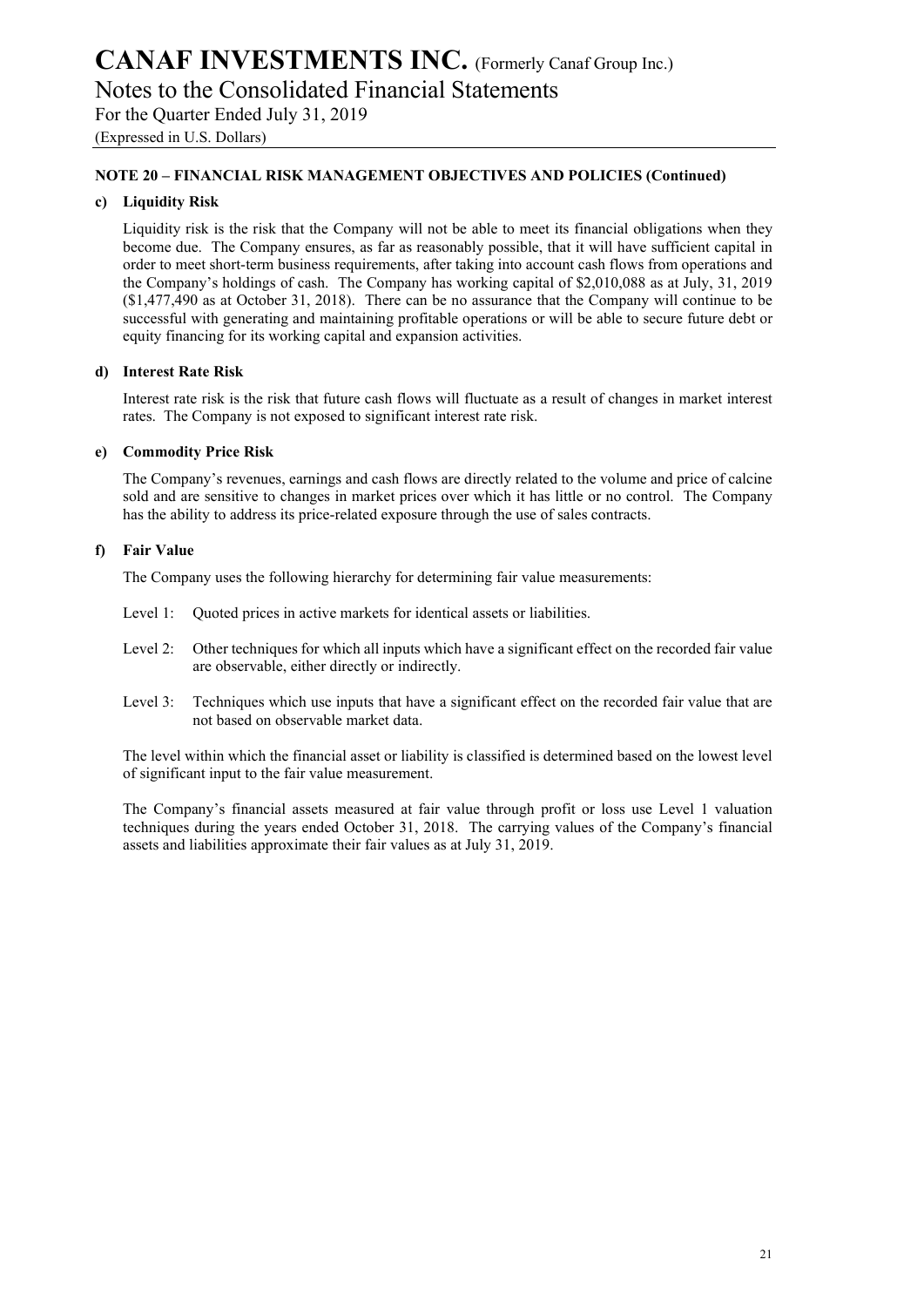## NOTE 20 – FINANCIAL RISK MANAGEMENT OBJECTIVES AND POLICIES (Continued)

### c) Liquidity Risk

Liquidity risk is the risk that the Company will not be able to meet its financial obligations when they become due. The Company ensures, as far as reasonably possible, that it will have sufficient capital in order to meet short-term business requirements, after taking into account cash flows from operations and the Company's holdings of cash. The Company has working capital of $2,010,088 as at July, 31, 2019 ($1,477,490 as at October 31, 2018). There can be no assurance that the Company will continue to be successful with generating and maintaining profitable operations or will be able to secure future debt or equity financing for its working capital and expansion activities.

### d) Interest Rate Risk

Interest rate risk is the risk that future cash flows will fluctuate as a result of changes in market interest rates. The Company is not exposed to significant interest rate risk.

### e) Commodity Price Risk

The Company's revenues, earnings and cash flows are directly related to the volume and price of calcine sold and are sensitive to changes in market prices over which it has little or no control. The Company has the ability to address its price-related exposure through the use of sales contracts.

### f) Fair Value

The Company uses the following hierarchy for determining fair value measurements:

- Level 1: Quoted prices in active markets for identical assets or liabilities.
- Level 2: Other techniques for which all inputs which have a significant effect on the recorded fair value are observable, either directly or indirectly.
- Level 3: Techniques which use inputs that have a significant effect on the recorded fair value that are not based on observable market data.

The level within which the financial asset or liability is classified is determined based on the lowest level of significant input to the fair value measurement.

The Company's financial assets measured at fair value through profit or loss use Level 1 valuation techniques during the years ended October 31, 2018. The carrying values of the Company's financial assets and liabilities approximate their fair values as at July 31, 2019.